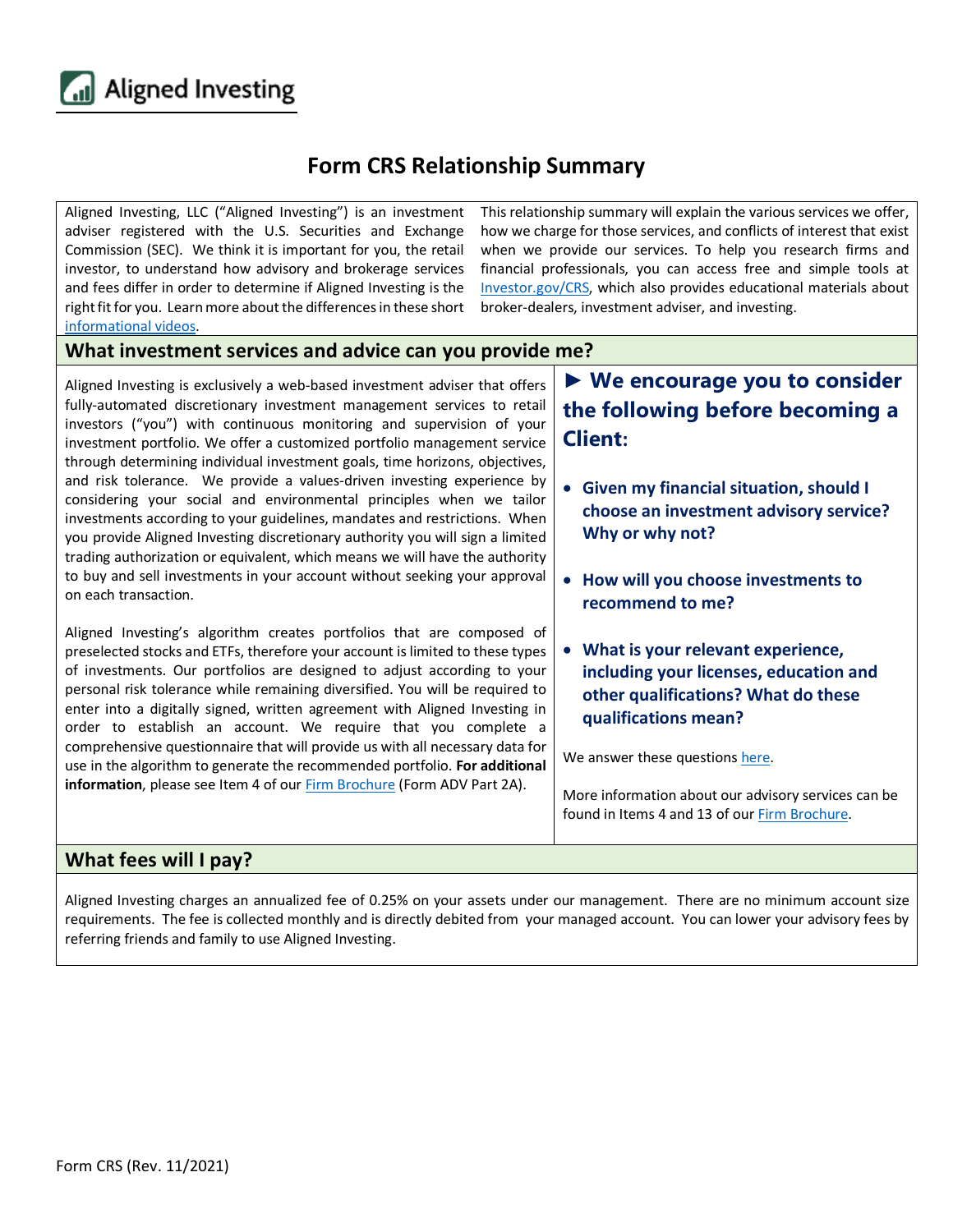Aligned Investing

# Form CRS Relationship Summary

Aligned Investing, LLC ("Aligned Investing") is an investment adviser registered with the U.S. Securities and Exchange Commission (SEC). We think it is important for you, the retail investor, to understand how advisory and brokerage services and fees differ in order to determine if Aligned Investing is the right fit for you. Learn more about the differences in these short [informational videos](). This relationship summary will explain the various services we offer, how we charge for those services, and conflicts of interest that exist when we provide our services. To help you research firms and financial professionals, you can access free and simple tools at [Investor.gov/CRS](), which also provides educational materials about broker-dealers, investment adviser, and investing.

## What investment services and advice can you provide me?

Aligned Investing is exclusively a web-based investment adviser that offers fully-automated discretionary investment management services to retail investors ("you") with continuous monitoring and supervision of your investment portfolio. We offer a customized portfolio management service through determining individual investment goals, time horizons, objectives, and risk tolerance. We provide a values-driven investing experience by considering your social and environmental principles when we tailor investments according to your guidelines, mandates and restrictions. When you provide Aligned Investing discretionary authority you will sign a limited trading authorization or equivalent, which means we will have the authority to buy and sell investments in your account without seeking your approval on each transaction.

Aligned Investing's algorithm creates portfolios that are composed of preselected stocks and ETFs, therefore your account is limited to these types of investments. Our portfolios are designed to adjust according to your personal risk tolerance while remaining diversified. You will be required to enter into a digitally signed, written agreement with Aligned Investing in order to establish an account. We require that you complete a comprehensive questionnaire that will provide us with all necessary data for use in the algorithm to generate the recommended portfolio. **For additional information**, please see Item 4 of our [Firm Brochure]() (Form ADV Part 2A).

### ► We encourage you to consider the following before becoming a Client:

- **Given my financial situation, should I choose an investment advisory service? Why or why not?**
- **How will you choose investments to recommend to me?**
- **What is your relevant experience, including your licenses, education and other qualifications? What do these qualifications mean?**

We answer these questions [here]().

More information about our advisory services can be found in Items 4 and 13 of our [Firm Brochure]().

## What fees will I pay?

Aligned Investing charges an annualized fee of 0.25% on your assets under our management. There are no minimum account size requirements. The fee is collected monthly and is directly debited from your managed account. You can lower your advisory fees by referring friends and family to use Aligned Investing.

Form CRS (Rev. 11/2021)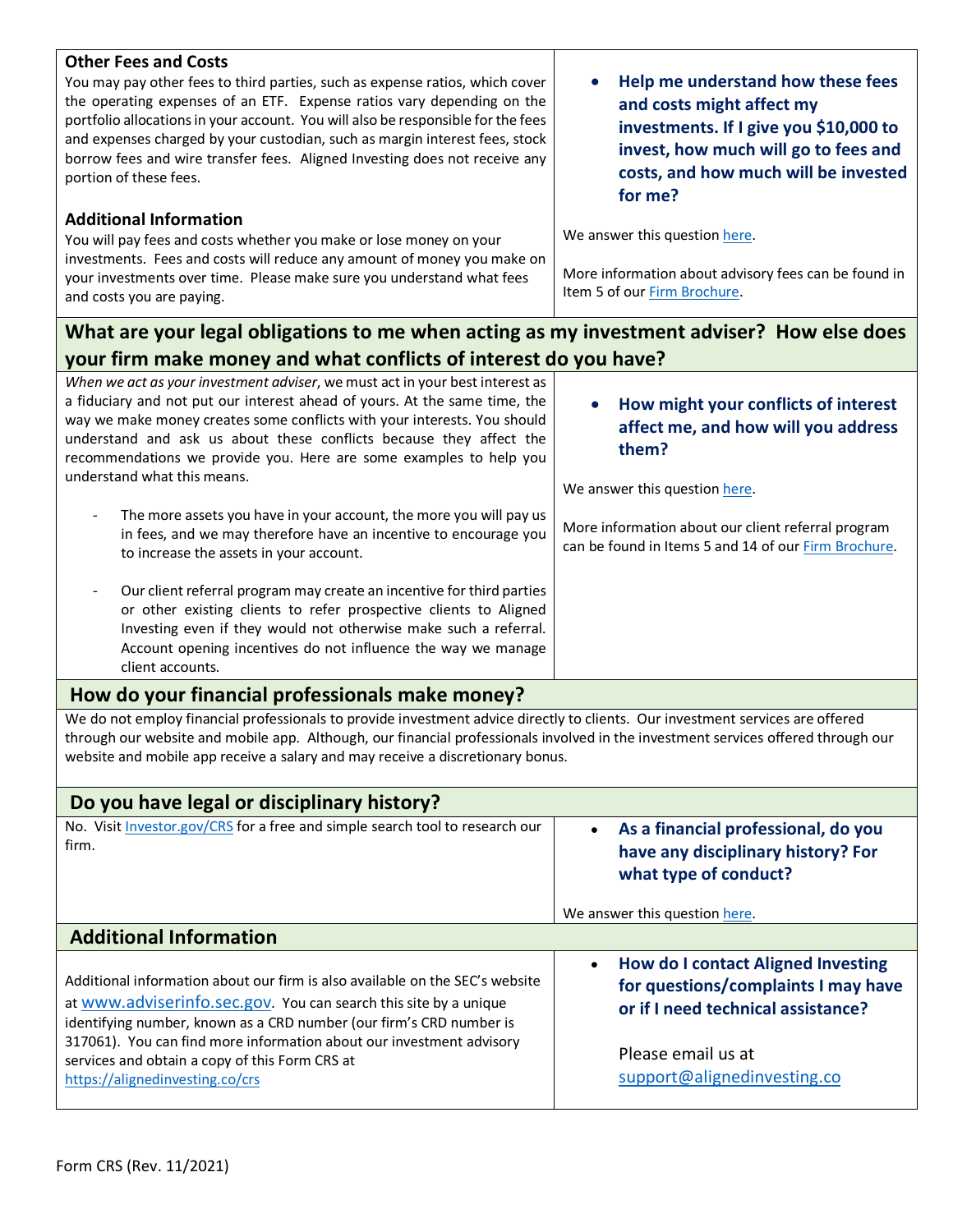**Other Fees and Costs**

You may pay other fees to third parties, such as expense ratios, which cover the operating expenses of an ETF. Expense ratios vary depending on the portfolio allocations in your account. You will also be responsible for the fees and expenses charged by your custodian, such as margin interest fees, stock borrow fees and wire transfer fees. Aligned Investing does not receive any portion of these fees.

**Additional Information**

You will pay fees and costs whether you make or lose money on your investments. Fees and costs will reduce any amount of money you make on your investments over time. Please make sure you understand what fees and costs you are paying.

- **Help me understand how these fees and costs might affect my investments. If I give you $10,000 to invest, how much will go to fees and costs, and how much will be invested for me?**

We answer this question [here](#).

More information about advisory fees can be found in Item 5 of our [Firm Brochure](#).

## What are your legal obligations to me when acting as my investment adviser? How else does your firm make money and what conflicts of interest do you have?

*When we act as your investment adviser*, we must act in your best interest as a fiduciary and not put our interest ahead of yours. At the same time, the way we make money creates some conflicts with your interests. You should understand and ask us about these conflicts because they affect the recommendations we provide you. Here are some examples to help you understand what this means.

- The more assets you have in your account, the more you will pay us in fees, and we may therefore have an incentive to encourage you to increase the assets in your account.
- Our client referral program may create an incentive for third parties or other existing clients to refer prospective clients to Aligned Investing even if they would not otherwise make such a referral. Account opening incentives do not influence the way we manage client accounts.

- **How might your conflicts of interest affect me, and how will you address them?**

We answer this question [here](#).

More information about our client referral program can be found in Items 5 and 14 of our [Firm Brochure](#).

## How do your financial professionals make money?

We do not employ financial professionals to provide investment advice directly to clients. Our investment services are offered through our website and mobile app. Although, our financial professionals involved in the investment services offered through our website and mobile app receive a salary and may receive a discretionary bonus.

## Do you have legal or disciplinary history?

No. Visit [Investor.gov/CRS](#) for a free and simple search tool to research our firm.

- **As a financial professional, do you have any disciplinary history? For what type of conduct?**

We answer this question [here](#).

## Additional Information

Additional information about our firm is also available on the SEC's website at [www.adviserinfo.sec.gov](#). You can search this site by a unique identifying number, known as a CRD number (our firm's CRD number is 317061). You can find more information about our investment advisory services and obtain a copy of this Form CRS at [https://alignedinvesting.co/crs](#)

- **How do I contact Aligned Investing for questions/complaints I may have or if I need technical assistance?**

Please email us at [support@alignedinvesting.co](#)

Form CRS (Rev. 11/2021)